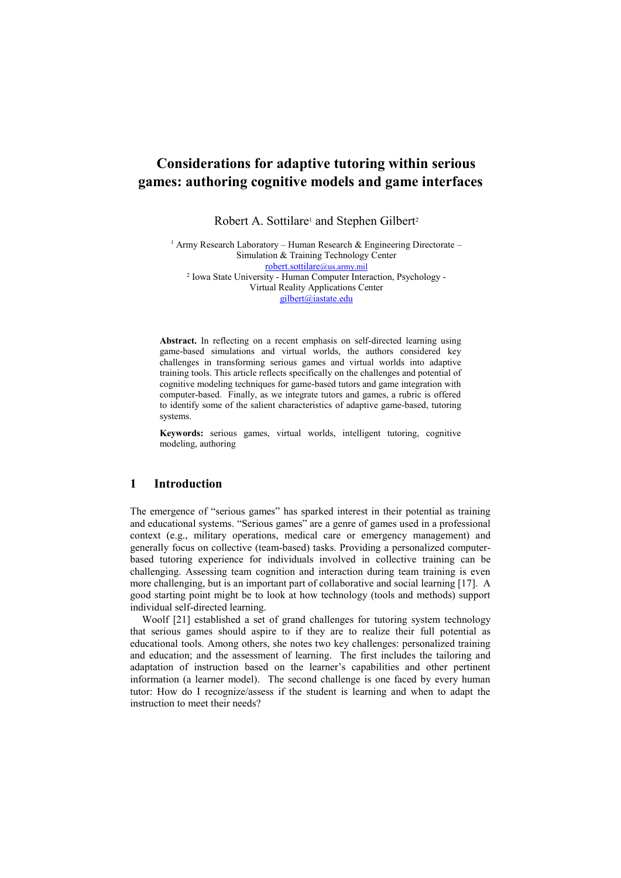# Considerations for adaptive tutoring within serious games: authoring cognitive models and game interfaces

Robert A. Sottilare[1] and Stephen Gilbert[2]

[1] Army Research Laboratory – Human Research & Engineering Directorate – Simulation & Training Technology Center
robert.sottilare@us.army.mil

[2] Iowa State University - Human Computer Interaction, Psychology - Virtual Reality Applications Center
gilbert@iastate.edu

**Abstract.** In reflecting on a recent emphasis on self-directed learning using game-based simulations and virtual worlds, the authors considered key challenges in transforming serious games and virtual worlds into adaptive training tools. This article reflects specifically on the challenges and potential of cognitive modeling techniques for game-based tutors and game integration with computer-based. Finally, as we integrate tutors and games, a rubric is offered to identify some of the salient characteristics of adaptive game-based, tutoring systems.

**Keywords:** serious games, virtual worlds, intelligent tutoring, cognitive modeling, authoring

## 1 Introduction

The emergence of "serious games" has sparked interest in their potential as training and educational systems. "Serious games" are a genre of games used in a professional context (e.g., military operations, medical care or emergency management) and generally focus on collective (team-based) tasks. Providing a personalized computer-based tutoring experience for individuals involved in collective training can be challenging. Assessing team cognition and interaction during team training is even more challenging, but is an important part of collaborative and social learning [17]. A good starting point might be to look at how technology (tools and methods) support individual self-directed learning.

Woolf [21] established a set of grand challenges for tutoring system technology that serious games should aspire to if they are to realize their full potential as educational tools. Among others, she notes two key challenges: personalized training and education; and the assessment of learning. The first includes the tailoring and adaptation of instruction based on the learner's capabilities and other pertinent information (a learner model). The second challenge is one faced by every human tutor: How do I recognize/assess if the student is learning and when to adapt the instruction to meet their needs?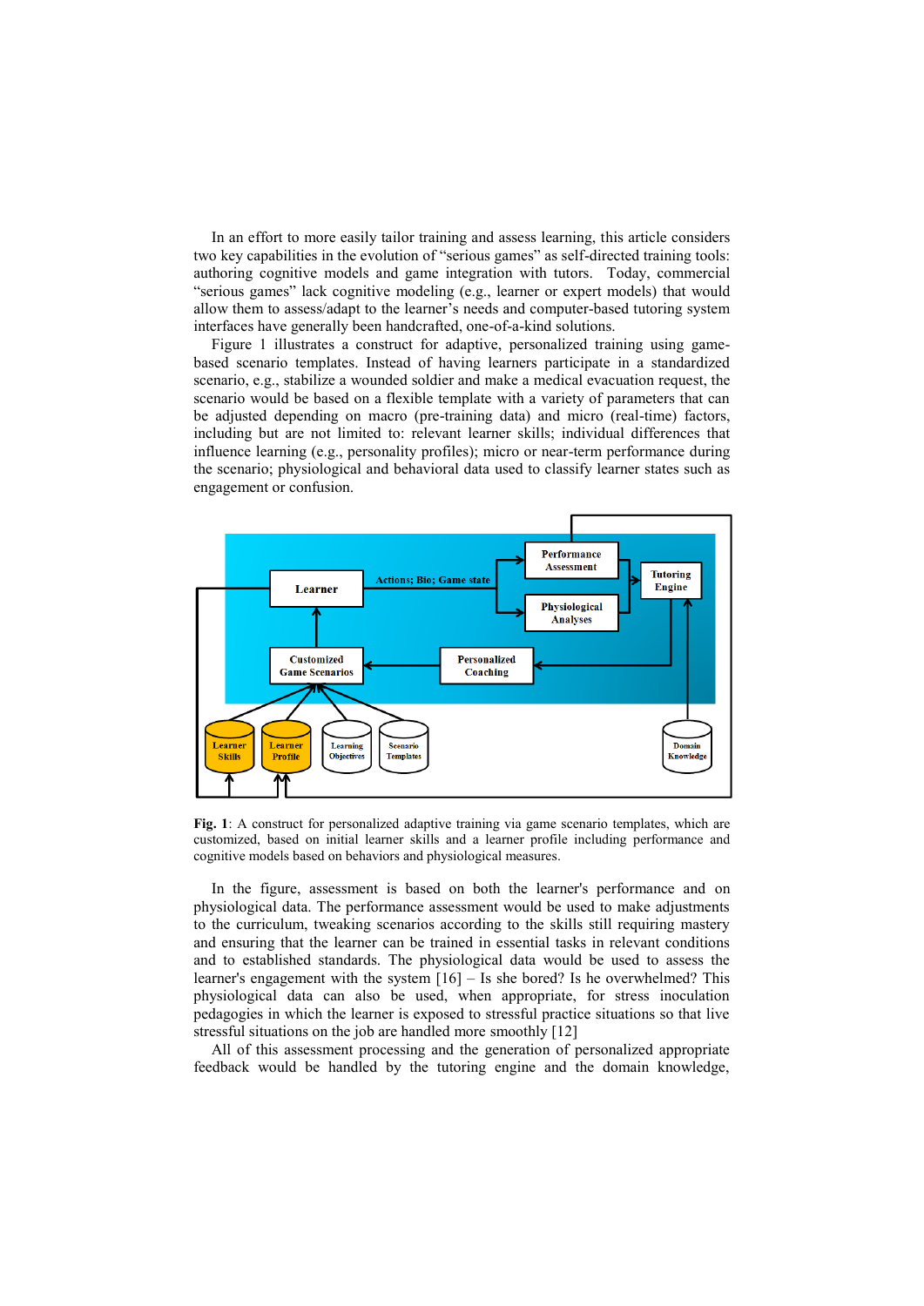In an effort to more easily tailor training and assess learning, this article considers two key capabilities in the evolution of "serious games" as self-directed training tools: authoring cognitive models and game integration with tutors. Today, commercial "serious games" lack cognitive modeling (e.g., learner or expert models) that would allow them to assess/adapt to the learner's needs and computer-based tutoring system interfaces have generally been handcrafted, one-of-a-kind solutions.

Figure 1 illustrates a construct for adaptive, personalized training using game-based scenario templates. Instead of having learners participate in a standardized scenario, e.g., stabilize a wounded soldier and make a medical evacuation request, the scenario would be based on a flexible template with a variety of parameters that can be adjusted depending on macro (pre-training data) and micro (real-time) factors, including but are not limited to: relevant learner skills; individual differences that influence learning (e.g., personality profiles); micro or near-term performance during the scenario; physiological and behavioral data used to classify learner states such as engagement or confusion.

**Fig. 1**: A construct for personalized adaptive training via game scenario templates, which are customized, based on initial learner skills and a learner profile including performance and cognitive models based on behaviors and physiological measures.

In the figure, assessment is based on both the learner's performance and on physiological data. The performance assessment would be used to make adjustments to the curriculum, tweaking scenarios according to the skills still requiring mastery and ensuring that the learner can be trained in essential tasks in relevant conditions and to established standards. The physiological data would be used to assess the learner's engagement with the system [16] – Is she bored? Is he overwhelmed? This physiological data can also be used, when appropriate, for stress inoculation pedagogies in which the learner is exposed to stressful practice situations so that live stressful situations on the job are handled more smoothly [12]

All of this assessment processing and the generation of personalized appropriate feedback would be handled by the tutoring engine and the domain knowledge,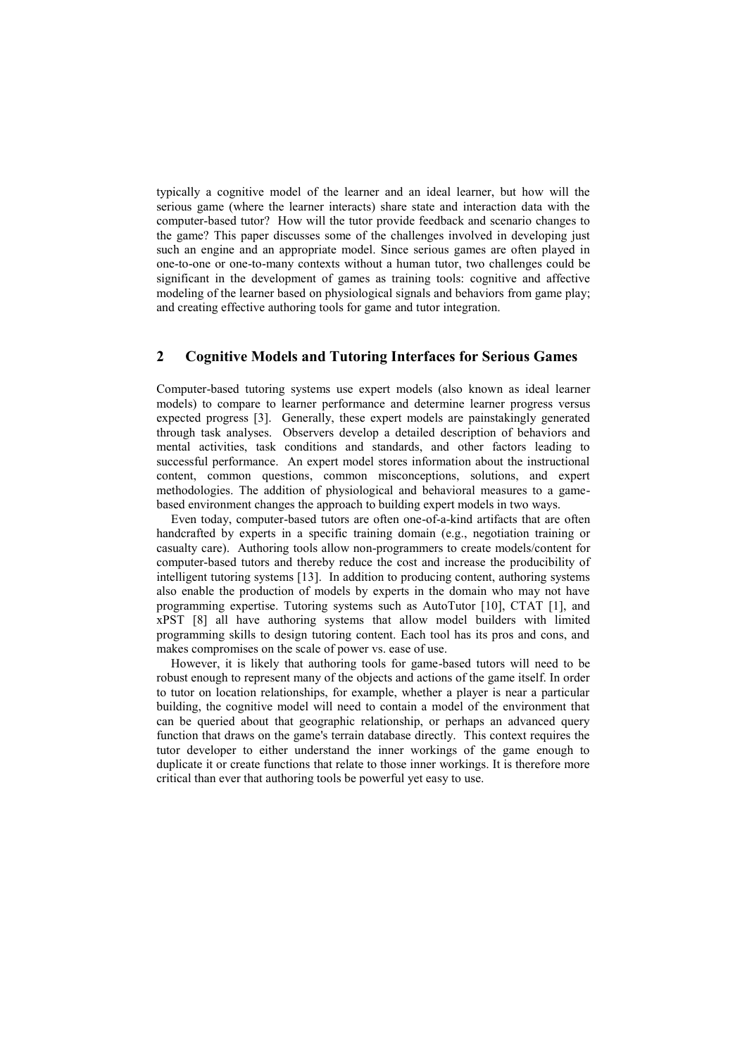typically a cognitive model of the learner and an ideal learner, but how will the serious game (where the learner interacts) share state and interaction data with the computer-based tutor? How will the tutor provide feedback and scenario changes to the game? This paper discusses some of the challenges involved in developing just such an engine and an appropriate model. Since serious games are often played in one-to-one or one-to-many contexts without a human tutor, two challenges could be significant in the development of games as training tools: cognitive and affective modeling of the learner based on physiological signals and behaviors from game play; and creating effective authoring tools for game and tutor integration.

## 2 Cognitive Models and Tutoring Interfaces for Serious Games

Computer-based tutoring systems use expert models (also known as ideal learner models) to compare to learner performance and determine learner progress versus expected progress [3]. Generally, these expert models are painstakingly generated through task analyses. Observers develop a detailed description of behaviors and mental activities, task conditions and standards, and other factors leading to successful performance. An expert model stores information about the instructional content, common questions, common misconceptions, solutions, and expert methodologies. The addition of physiological and behavioral measures to a game-based environment changes the approach to building expert models in two ways.

Even today, computer-based tutors are often one-of-a-kind artifacts that are often handcrafted by experts in a specific training domain (e.g., negotiation training or casualty care). Authoring tools allow non-programmers to create models/content for computer-based tutors and thereby reduce the cost and increase the producibility of intelligent tutoring systems [13]. In addition to producing content, authoring systems also enable the production of models by experts in the domain who may not have programming expertise. Tutoring systems such as AutoTutor [10], CTAT [1], and xPST [8] all have authoring systems that allow model builders with limited programming skills to design tutoring content. Each tool has its pros and cons, and makes compromises on the scale of power vs. ease of use.

However, it is likely that authoring tools for game-based tutors will need to be robust enough to represent many of the objects and actions of the game itself. In order to tutor on location relationships, for example, whether a player is near a particular building, the cognitive model will need to contain a model of the environment that can be queried about that geographic relationship, or perhaps an advanced query function that draws on the game's terrain database directly. This context requires the tutor developer to either understand the inner workings of the game enough to duplicate it or create functions that relate to those inner workings. It is therefore more critical than ever that authoring tools be powerful yet easy to use.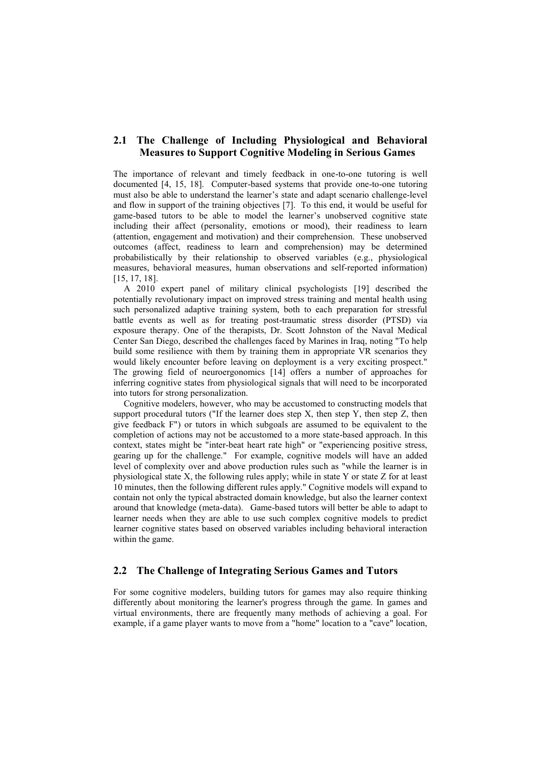## 2.1 The Challenge of Including Physiological and Behavioral Measures to Support Cognitive Modeling in Serious Games

The importance of relevant and timely feedback in one-to-one tutoring is well documented [4, 15, 18]. Computer-based systems that provide one-to-one tutoring must also be able to understand the learner's state and adapt scenario challenge-level and flow in support of the training objectives [7]. To this end, it would be useful for game-based tutors to be able to model the learner's unobserved cognitive state including their affect (personality, emotions or mood), their readiness to learn (attention, engagement and motivation) and their comprehension. These unobserved outcomes (affect, readiness to learn and comprehension) may be determined probabilistically by their relationship to observed variables (e.g., physiological measures, behavioral measures, human observations and self-reported information) [15, 17, 18].

A 2010 expert panel of military clinical psychologists [19] described the potentially revolutionary impact on improved stress training and mental health using such personalized adaptive training system, both to each preparation for stressful battle events as well as for treating post-traumatic stress disorder (PTSD) via exposure therapy. One of the therapists, Dr. Scott Johnston of the Naval Medical Center San Diego, described the challenges faced by Marines in Iraq, noting "To help build some resilience with them by training them in appropriate VR scenarios they would likely encounter before leaving on deployment is a very exciting prospect." The growing field of neuroergonomics [14] offers a number of approaches for inferring cognitive states from physiological signals that will need to be incorporated into tutors for strong personalization.

Cognitive modelers, however, who may be accustomed to constructing models that support procedural tutors ("If the learner does step X, then step Y, then step Z, then give feedback F") or tutors in which subgoals are assumed to be equivalent to the completion of actions may not be accustomed to a more state-based approach. In this context, states might be "inter-beat heart rate high" or "experiencing positive stress, gearing up for the challenge." For example, cognitive models will have an added level of complexity over and above production rules such as "while the learner is in physiological state X, the following rules apply; while in state Y or state Z for at least 10 minutes, then the following different rules apply." Cognitive models will expand to contain not only the typical abstracted domain knowledge, but also the learner context around that knowledge (meta-data). Game-based tutors will better be able to adapt to learner needs when they are able to use such complex cognitive models to predict learner cognitive states based on observed variables including behavioral interaction within the game.

## 2.2 The Challenge of Integrating Serious Games and Tutors

For some cognitive modelers, building tutors for games may also require thinking differently about monitoring the learner's progress through the game. In games and virtual environments, there are frequently many methods of achieving a goal. For example, if a game player wants to move from a "home" location to a "cave" location,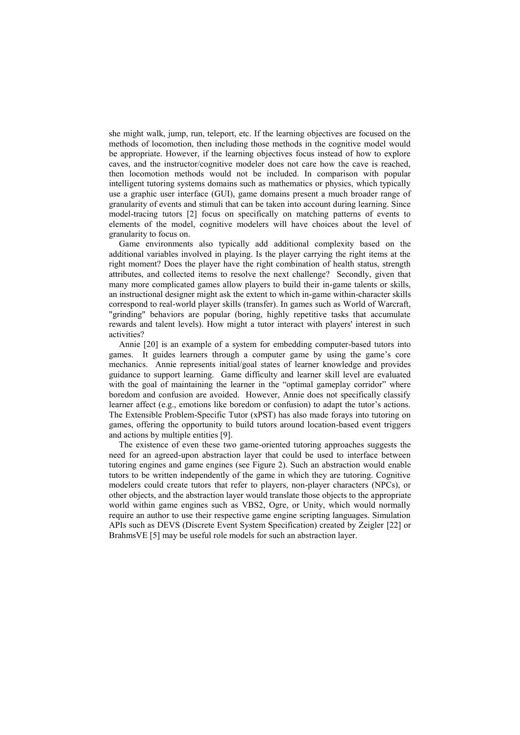she might walk, jump, run, teleport, etc. If the learning objectives are focused on the methods of locomotion, then including those methods in the cognitive model would be appropriate. However, if the learning objectives focus instead of how to explore caves, and the instructor/cognitive modeler does not care how the cave is reached, then locomotion methods would not be included. In comparison with popular intelligent tutoring systems domains such as mathematics or physics, which typically use a graphic user interface (GUI), game domains present a much broader range of granularity of events and stimuli that can be taken into account during learning. Since model-tracing tutors [2] focus on specifically on matching patterns of events to elements of the model, cognitive modelers will have choices about the level of granularity to focus on.

Game environments also typically add additional complexity based on the additional variables involved in playing. Is the player carrying the right items at the right moment? Does the player have the right combination of health status, strength attributes, and collected items to resolve the next challenge? Secondly, given that many more complicated games allow players to build their in-game talents or skills, an instructional designer might ask the extent to which in-game within-character skills correspond to real-world player skills (transfer). In games such as World of Warcraft, "grinding" behaviors are popular (boring, highly repetitive tasks that accumulate rewards and talent levels). How might a tutor interact with players' interest in such activities?

Annie [20] is an example of a system for embedding computer-based tutors into games. It guides learners through a computer game by using the game's core mechanics. Annie represents initial/goal states of learner knowledge and provides guidance to support learning. Game difficulty and learner skill level are evaluated with the goal of maintaining the learner in the "optimal gameplay corridor" where boredom and confusion are avoided. However, Annie does not specifically classify learner affect (e.g., emotions like boredom or confusion) to adapt the tutor's actions. The Extensible Problem-Specific Tutor (xPST) has also made forays into tutoring on games, offering the opportunity to build tutors around location-based event triggers and actions by multiple entities [9].

The existence of even these two game-oriented tutoring approaches suggests the need for an agreed-upon abstraction layer that could be used to interface between tutoring engines and game engines (see Figure 2). Such an abstraction would enable tutors to be written independently of the game in which they are tutoring. Cognitive modelers could create tutors that refer to players, non-player characters (NPCs), or other objects, and the abstraction layer would translate those objects to the appropriate world within game engines such as VBS2, Ogre, or Unity, which would normally require an author to use their respective game engine scripting languages. Simulation APIs such as DEVS (Discrete Event System Specification) created by Zeigler [22] or BrahmsVE [5] may be useful role models for such an abstraction layer.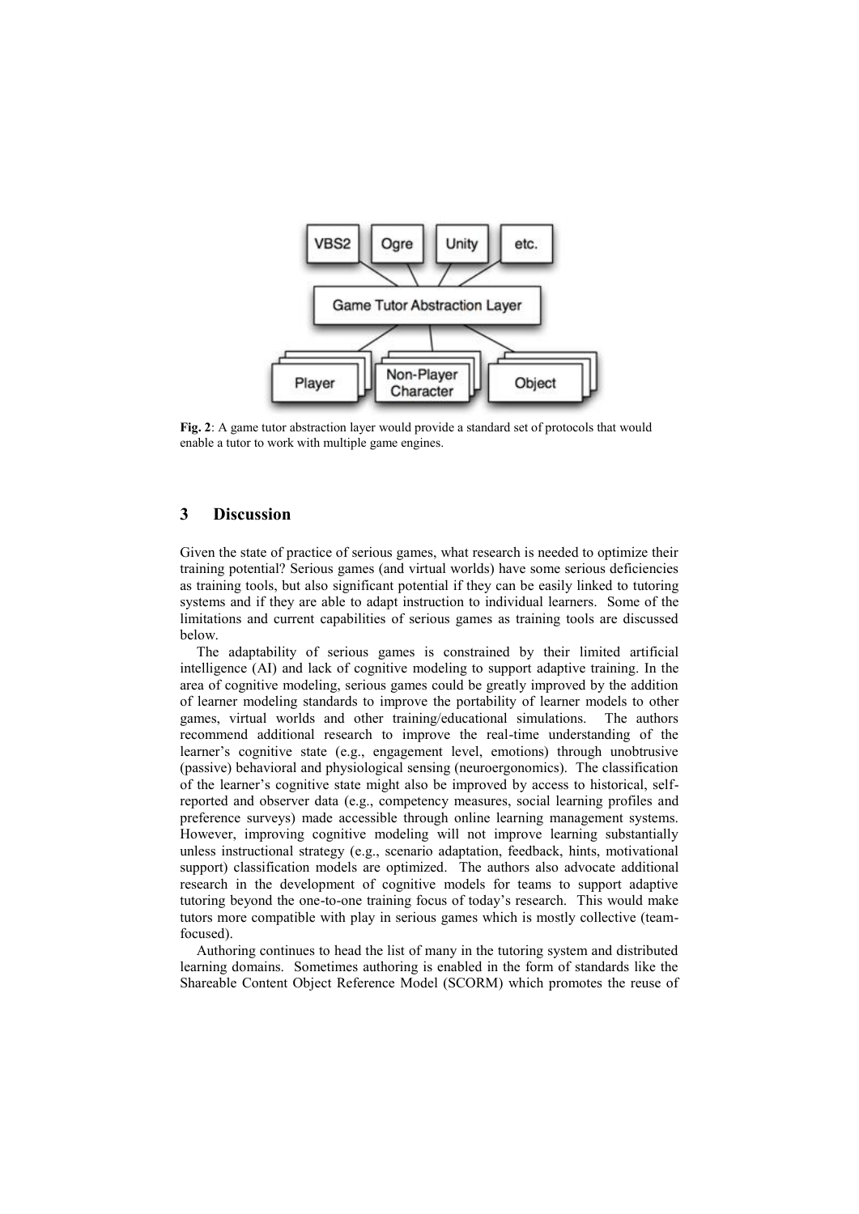**Fig. 2**: A game tutor abstraction layer would provide a standard set of protocols that would enable a tutor to work with multiple game engines.

## 3 Discussion

Given the state of practice of serious games, what research is needed to optimize their training potential? Serious games (and virtual worlds) have some serious deficiencies as training tools, but also significant potential if they can be easily linked to tutoring systems and if they are able to adapt instruction to individual learners. Some of the limitations and current capabilities of serious games as training tools are discussed below.

The adaptability of serious games is constrained by their limited artificial intelligence (AI) and lack of cognitive modeling to support adaptive training. In the area of cognitive modeling, serious games could be greatly improved by the addition of learner modeling standards to improve the portability of learner models to other games, virtual worlds and other training/educational simulations. The authors recommend additional research to improve the real-time understanding of the learner's cognitive state (e.g., engagement level, emotions) through unobtrusive (passive) behavioral and physiological sensing (neuroergonomics). The classification of the learner's cognitive state might also be improved by access to historical, self-reported and observer data (e.g., competency measures, social learning profiles and preference surveys) made accessible through online learning management systems. However, improving cognitive modeling will not improve learning substantially unless instructional strategy (e.g., scenario adaptation, feedback, hints, motivational support) classification models are optimized. The authors also advocate additional research in the development of cognitive models for teams to support adaptive tutoring beyond the one-to-one training focus of today's research. This would make tutors more compatible with play in serious games which is mostly collective (team-focused).

Authoring continues to head the list of many in the tutoring system and distributed learning domains. Sometimes authoring is enabled in the form of standards like the Shareable Content Object Reference Model (SCORM) which promotes the reuse of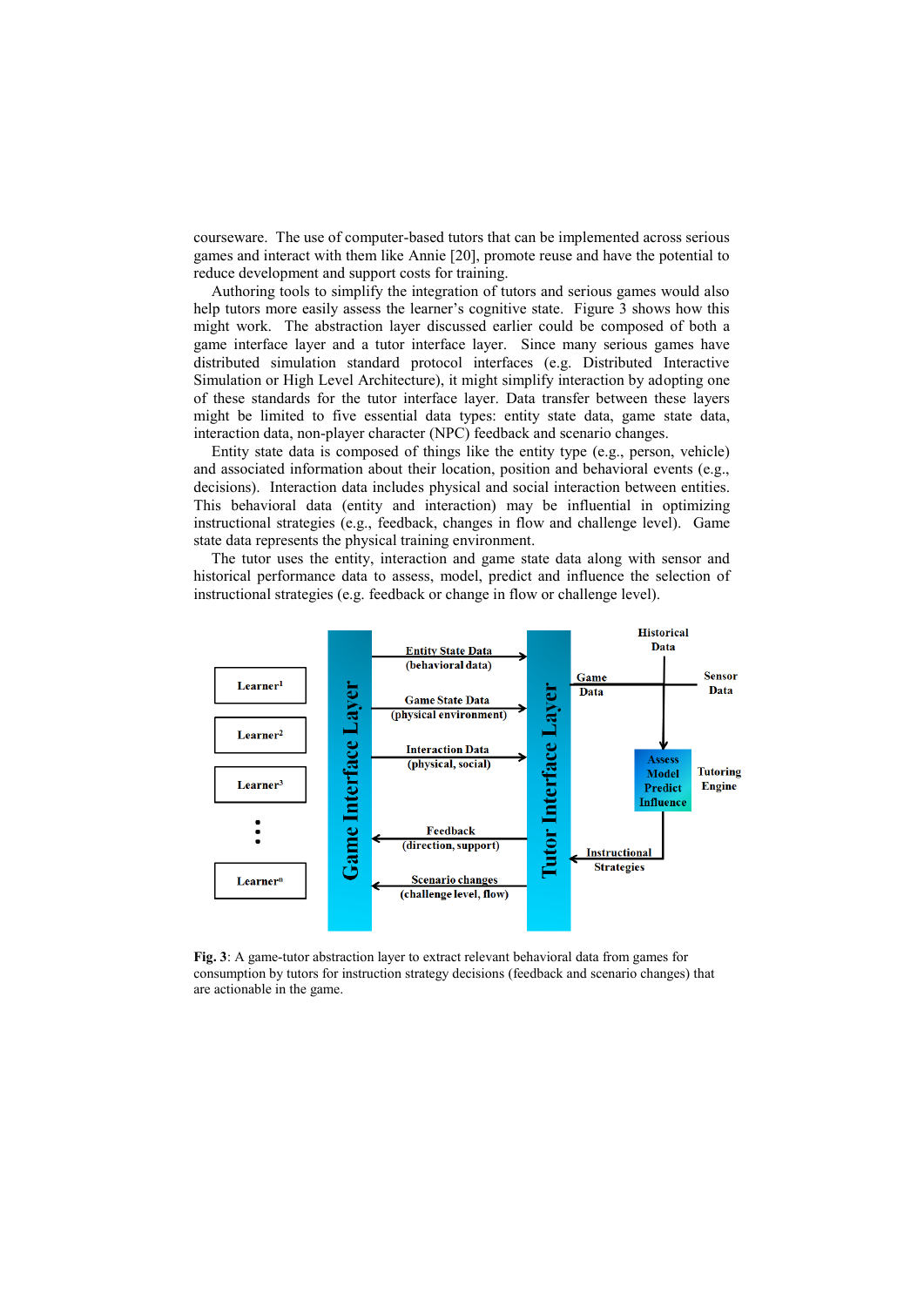courseware. The use of computer-based tutors that can be implemented across serious games and interact with them like Annie [20], promote reuse and have the potential to reduce development and support costs for training.

Authoring tools to simplify the integration of tutors and serious games would also help tutors more easily assess the learner's cognitive state. Figure 3 shows how this might work. The abstraction layer discussed earlier could be composed of both a game interface layer and a tutor interface layer. Since many serious games have distributed simulation standard protocol interfaces (e.g. Distributed Interactive Simulation or High Level Architecture), it might simplify interaction by adopting one of these standards for the tutor interface layer. Data transfer between these layers might be limited to five essential data types: entity state data, game state data, interaction data, non-player character (NPC) feedback and scenario changes.

Entity state data is composed of things like the entity type (e.g., person, vehicle) and associated information about their location, position and behavioral events (e.g., decisions). Interaction data includes physical and social interaction between entities. This behavioral data (entity and interaction) may be influential in optimizing instructional strategies (e.g., feedback, changes in flow and challenge level). Game state data represents the physical training environment.

The tutor uses the entity, interaction and game state data along with sensor and historical performance data to assess, model, predict and influence the selection of instructional strategies (e.g. feedback or change in flow or challenge level).

**Fig. 3**: A game-tutor abstraction layer to extract relevant behavioral data from games for consumption by tutors for instruction strategy decisions (feedback and scenario changes) that are actionable in the game.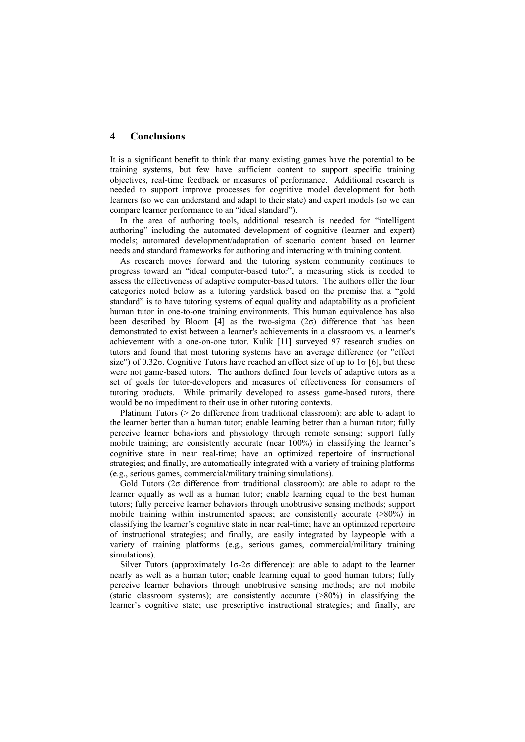## 4 Conclusions

It is a significant benefit to think that many existing games have the potential to be training systems, but few have sufficient content to support specific training objectives, real-time feedback or measures of performance. Additional research is needed to support improve processes for cognitive model development for both learners (so we can understand and adapt to their state) and expert models (so we can compare learner performance to an "ideal standard").

In the area of authoring tools, additional research is needed for "intelligent authoring" including the automated development of cognitive (learner and expert) models; automated development/adaptation of scenario content based on learner needs and standard frameworks for authoring and interacting with training content.

As research moves forward and the tutoring system community continues to progress toward an "ideal computer-based tutor", a measuring stick is needed to assess the effectiveness of adaptive computer-based tutors. The authors offer the four categories noted below as a tutoring yardstick based on the premise that a "gold standard" is to have tutoring systems of equal quality and adaptability as a proficient human tutor in one-to-one training environments. This human equivalence has also been described by Bloom [4] as the two-sigma ($2\sigma$) difference that has been demonstrated to exist between a learner's achievements in a classroom vs. a learner's achievement with a one-on-one tutor. Kulik [11] surveyed 97 research studies on tutors and found that most tutoring systems have an average difference (or "effect size") of $0.32\sigma$. Cognitive Tutors have reached an effect size of up to $1\sigma$ [6], but these were not game-based tutors. The authors defined four levels of adaptive tutors as a set of goals for tutor-developers and measures of effectiveness for consumers of tutoring products. While primarily developed to assess game-based tutors, there would be no impediment to their use in other tutoring contexts.

Platinum Tutors ($> 2\sigma$ difference from traditional classroom): are able to adapt to the learner better than a human tutor; enable learning better than a human tutor; fully perceive learner behaviors and physiology through remote sensing; support fully mobile training; are consistently accurate (near 100%) in classifying the learner's cognitive state in near real-time; have an optimized repertoire of instructional strategies; and finally, are automatically integrated with a variety of training platforms (e.g., serious games, commercial/military training simulations).

Gold Tutors ($2\sigma$ difference from traditional classroom): are able to adapt to the learner equally as well as a human tutor; enable learning equal to the best human tutors; fully perceive learner behaviors through unobtrusive sensing methods; support mobile training within instrumented spaces; are consistently accurate (>80%) in classifying the learner's cognitive state in near real-time; have an optimized repertoire of instructional strategies; and finally, are easily integrated by laypeople with a variety of training platforms (e.g., serious games, commercial/military training simulations).

Silver Tutors (approximately $1\sigma$-$2\sigma$ difference): are able to adapt to the learner nearly as well as a human tutor; enable learning equal to good human tutors; fully perceive learner behaviors through unobtrusive sensing methods; are not mobile (static classroom systems); are consistently accurate (>80%) in classifying the learner's cognitive state; use prescriptive instructional strategies; and finally, are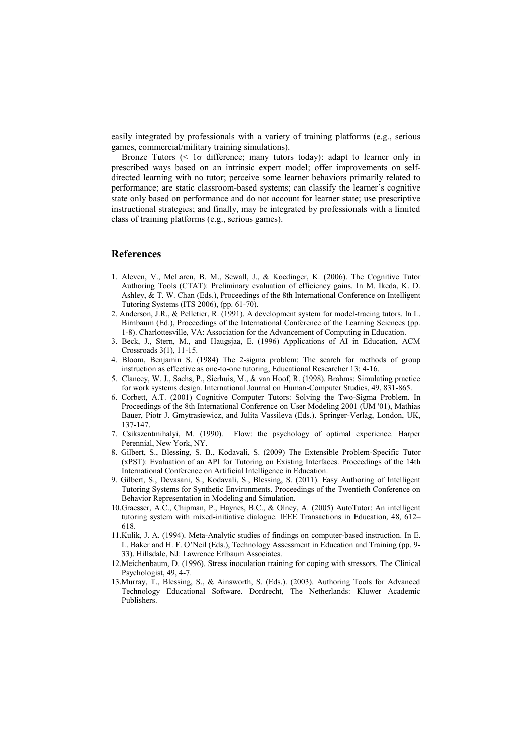easily integrated by professionals with a variety of training platforms (e.g., serious games, commercial/military training simulations).

Bronze Tutors ($< 1\sigma$ difference; many tutors today): adapt to learner only in prescribed ways based on an intrinsic expert model; offer improvements on self-directed learning with no tutor; perceive some learner behaviors primarily related to performance; are static classroom-based systems; can classify the learner's cognitive state only based on performance and do not account for learner state; use prescriptive instructional strategies; and finally, may be integrated by professionals with a limited class of training platforms (e.g., serious games).

## References

1. Aleven, V., McLaren, B. M., Sewall, J., & Koedinger, K. (2006). The Cognitive Tutor Authoring Tools (CTAT): Preliminary evaluation of efficiency gains. In M. Ikeda, K. D. Ashley, & T. W. Chan (Eds.), Proceedings of the 8th International Conference on Intelligent Tutoring Systems (ITS 2006), (pp. 61-70).
2. Anderson, J.R., & Pelletier, R. (1991). A development system for model-tracing tutors. In L. Birnbaum (Ed.), Proceedings of the International Conference of the Learning Sciences (pp. 1-8). Charlottesville, VA: Association for the Advancement of Computing in Education.
3. Beck, J., Stern, M., and Haugsjaa, E. (1996) Applications of AI in Education, ACM Crossroads 3(1), 11-15.
4. Bloom, Benjamin S. (1984) The 2-sigma problem: The search for methods of group instruction as effective as one-to-one tutoring, Educational Researcher 13: 4-16.
5. Clancey, W. J., Sachs, P., Sierhuis, M., & van Hoof, R. (1998). Brahms: Simulating practice for work systems design. International Journal on Human-Computer Studies, 49, 831-865.
6. Corbett, A.T. (2001) Cognitive Computer Tutors: Solving the Two-Sigma Problem. In Proceedings of the 8th International Conference on User Modeling 2001 (UM '01), Mathias Bauer, Piotr J. Gmytrasiewicz, and Julita Vassileva (Eds.). Springer-Verlag, London, UK, 137-147.
7. Csikszentmihalyi, M. (1990). Flow: the psychology of optimal experience. Harper Perennial, New York, NY.
8. Gilbert, S., Blessing, S. B., Kodavali, S. (2009) The Extensible Problem-Specific Tutor (xPST): Evaluation of an API for Tutoring on Existing Interfaces. Proceedings of the 14th International Conference on Artificial Intelligence in Education.
9. Gilbert, S., Devasani, S., Kodavali, S., Blessing, S. (2011). Easy Authoring of Intelligent Tutoring Systems for Synthetic Environments. Proceedings of the Twentieth Conference on Behavior Representation in Modeling and Simulation.
10. Graesser, A.C., Chipman, P., Haynes, B.C., & Olney, A. (2005) AutoTutor: An intelligent tutoring system with mixed-initiative dialogue. IEEE Transactions in Education, 48, 612–618.
11. Kulik, J. A. (1994). Meta-Analytic studies of findings on computer-based instruction. In E. L. Baker and H. F. O'Neil (Eds.), Technology Assessment in Education and Training (pp. 9-33). Hillsdale, NJ: Lawrence Erlbaum Associates.
12. Meichenbaum, D. (1996). Stress inoculation training for coping with stressors. The Clinical Psychologist, 49, 4-7.
13. Murray, T., Blessing, S., & Ainsworth, S. (Eds.). (2003). Authoring Tools for Advanced Technology Educational Software. Dordrecht, The Netherlands: Kluwer Academic Publishers.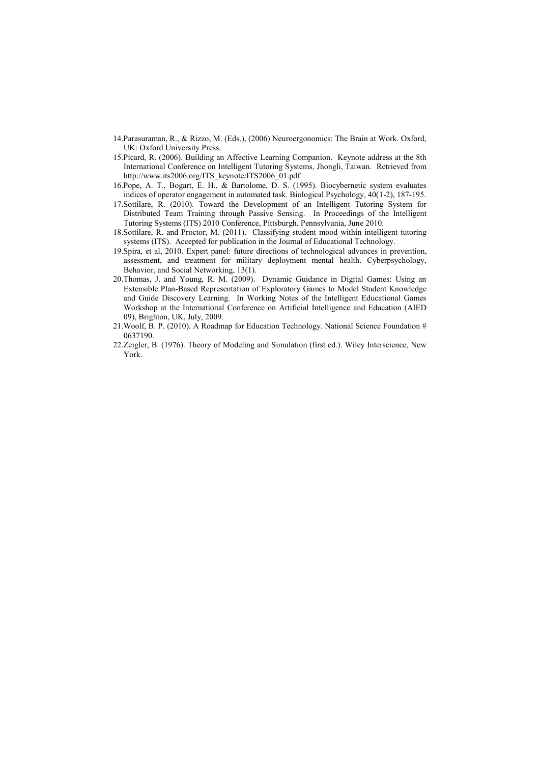14. Parasuraman, R., & Rizzo, M. (Eds.), (2006) Neuroergonomics: The Brain at Work. Oxford, UK: Oxford University Press.
15. Picard, R. (2006). Building an Affective Learning Companion. Keynote address at the 8th International Conference on Intelligent Tutoring Systems, Jhongli, Taiwan. Retrieved from http://www.its2006.org/ITS_keynote/ITS2006_01.pdf
16. Pope, A. T., Bogart, E. H., & Bartolome, D. S. (1995). Biocybernetic system evaluates indices of operator engagement in automated task. Biological Psychology, 40(1-2), 187-195.
17. Sottilare, R. (2010). Toward the Development of an Intelligent Tutoring System for Distributed Team Training through Passive Sensing. In Proceedings of the Intelligent Tutoring Systems (ITS) 2010 Conference, Pittsburgh, Pennsylvania, June 2010.
18. Sottilare, R. and Proctor, M. (2011). Classifying student mood within intelligent tutoring systems (ITS). Accepted for publication in the Journal of Educational Technology.
19. Spira, et al, 2010. Expert panel: future directions of technological advances in prevention, assessment, and treatment for military deployment mental health. Cyberpsychology, Behavior, and Social Networking, 13(1).
20. Thomas, J. and Young, R. M. (2009). Dynamic Guidance in Digital Games: Using an Extensible Plan-Based Representation of Exploratory Games to Model Student Knowledge and Guide Discovery Learning. In Working Notes of the Intelligent Educational Games Workshop at the International Conference on Artificial Intelligence and Education (AIED 09), Brighton, UK, July, 2009.
21. Woolf, B. P. (2010). A Roadmap for Education Technology. National Science Foundation # 0637190.
22. Zeigler, B. (1976). Theory of Modeling and Simulation (first ed.). Wiley Interscience, New York.